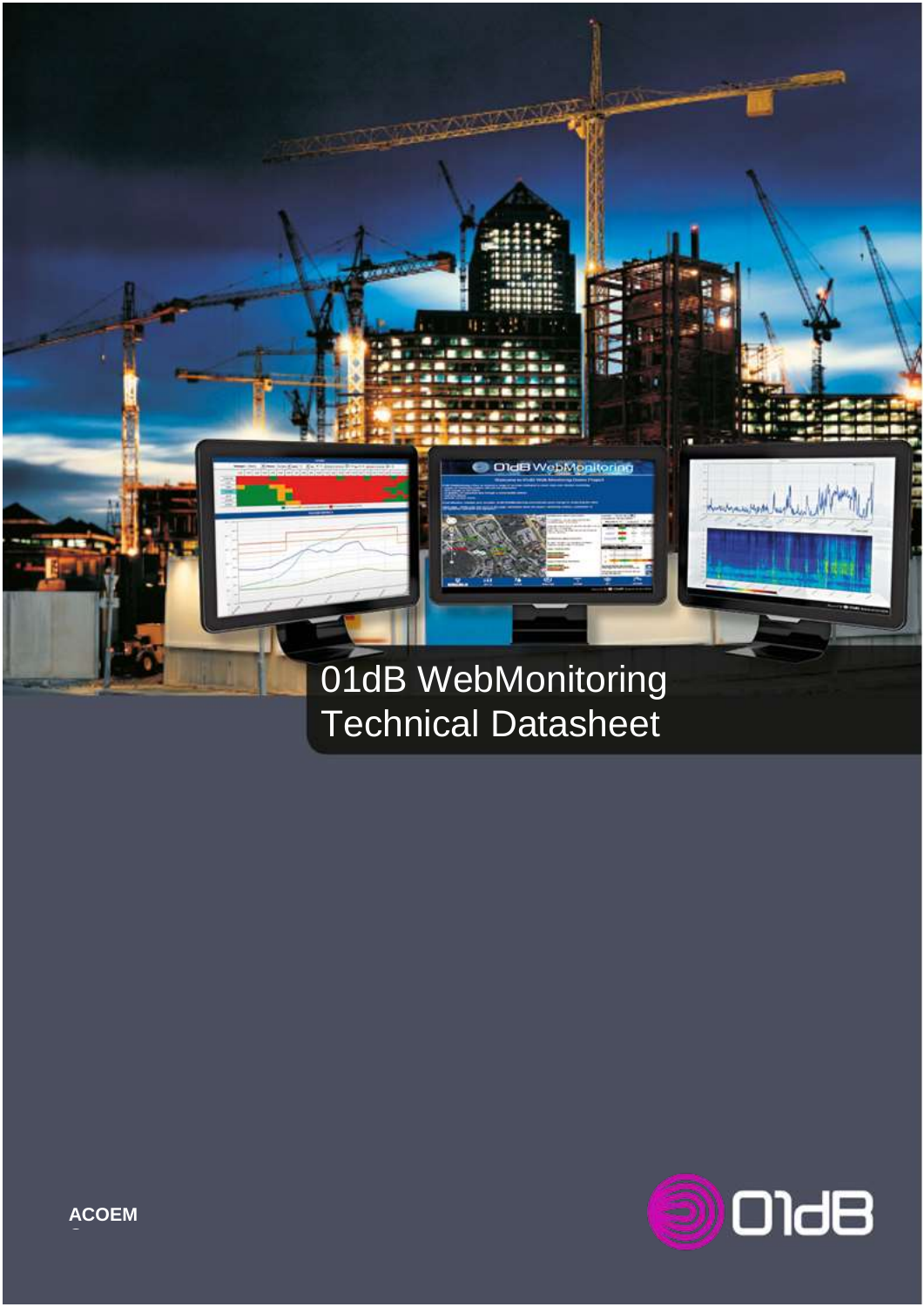# 01dB WebMonitoring Technical Datasheet

ACOEM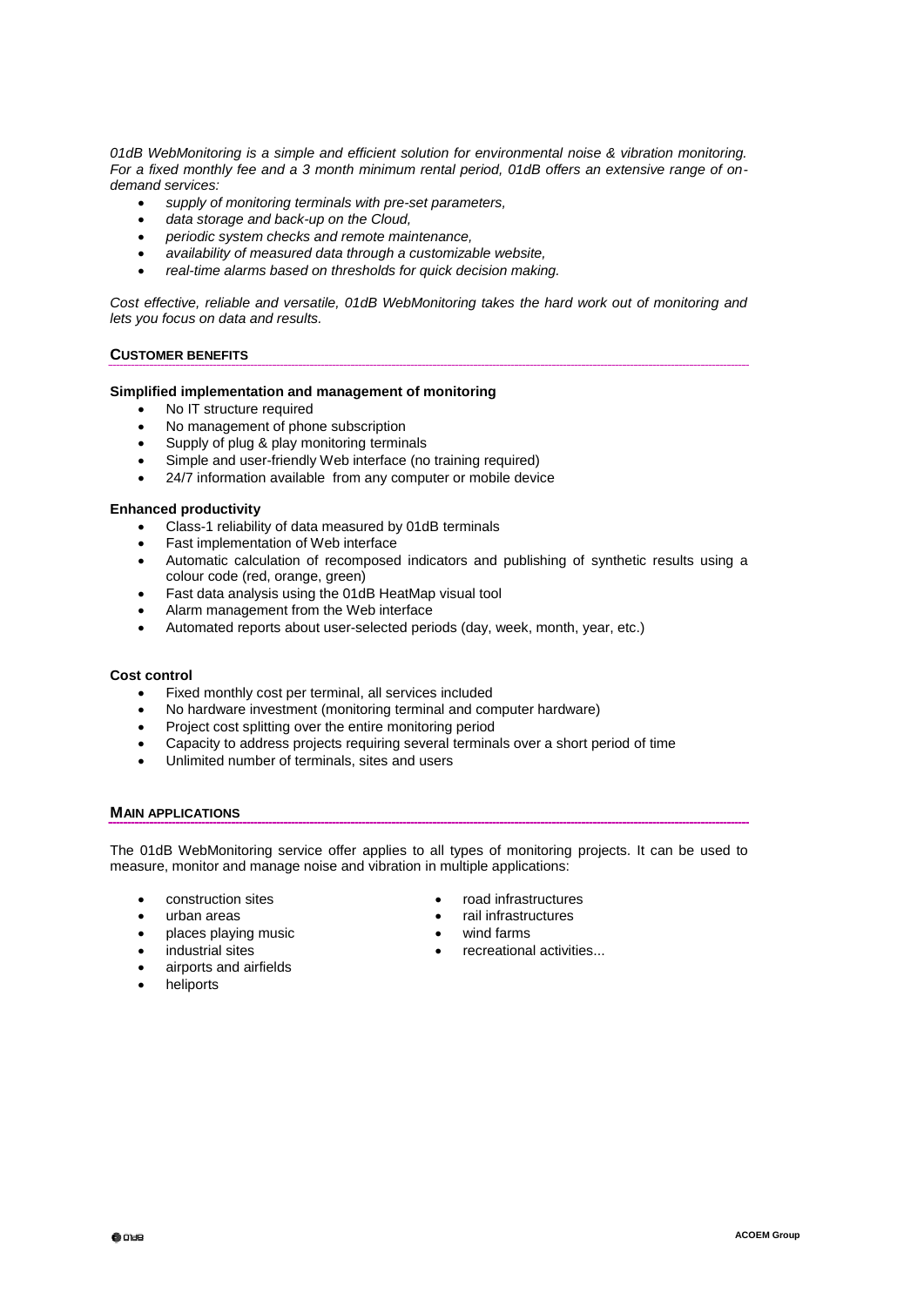*01dB WebMonitoring is a simple and efficient solution for environmental noise & vibration monitoring. For a fixed monthly fee and a 3 month minimum rental period, 01dB offers an extensive range of on-demand services:*

- *supply of monitoring terminals with pre-set parameters,*
- *data storage and back-up on the Cloud,*
- *periodic system checks and remote maintenance,*
- *availability of measured data through a customizable website,*
- *real-time alarms based on thresholds for quick decision making.*

*Cost effective, reliable and versatile, 01dB WebMonitoring takes the hard work out of monitoring and lets you focus on data and results.*

## CUSTOMER BENEFITS

### Simplified implementation and management of monitoring

- No IT structure required
- No management of phone subscription
- Supply of plug & play monitoring terminals
- Simple and user-friendly Web interface (no training required)
- 24/7 information available from any computer or mobile device

### Enhanced productivity

- Class-1 reliability of data measured by 01dB terminals
- Fast implementation of Web interface
- Automatic calculation of recomposed indicators and publishing of synthetic results using a colour code (red, orange, green)
- Fast data analysis using the 01dB HeatMap visual tool
- Alarm management from the Web interface
- Automated reports about user-selected periods (day, week, month, year, etc.)

### Cost control

- Fixed monthly cost per terminal, all services included
- No hardware investment (monitoring terminal and computer hardware)
- Project cost splitting over the entire monitoring period
- Capacity to address projects requiring several terminals over a short period of time
- Unlimited number of terminals, sites and users

## MAIN APPLICATIONS

The 01dB WebMonitoring service offer applies to all types of monitoring projects. It can be used to measure, monitor and manage noise and vibration in multiple applications:

- construction sites
- urban areas
- places playing music
- industrial sites
- airports and airfields
- heliports
- road infrastructures
- rail infrastructures
- wind farms
- recreational activities...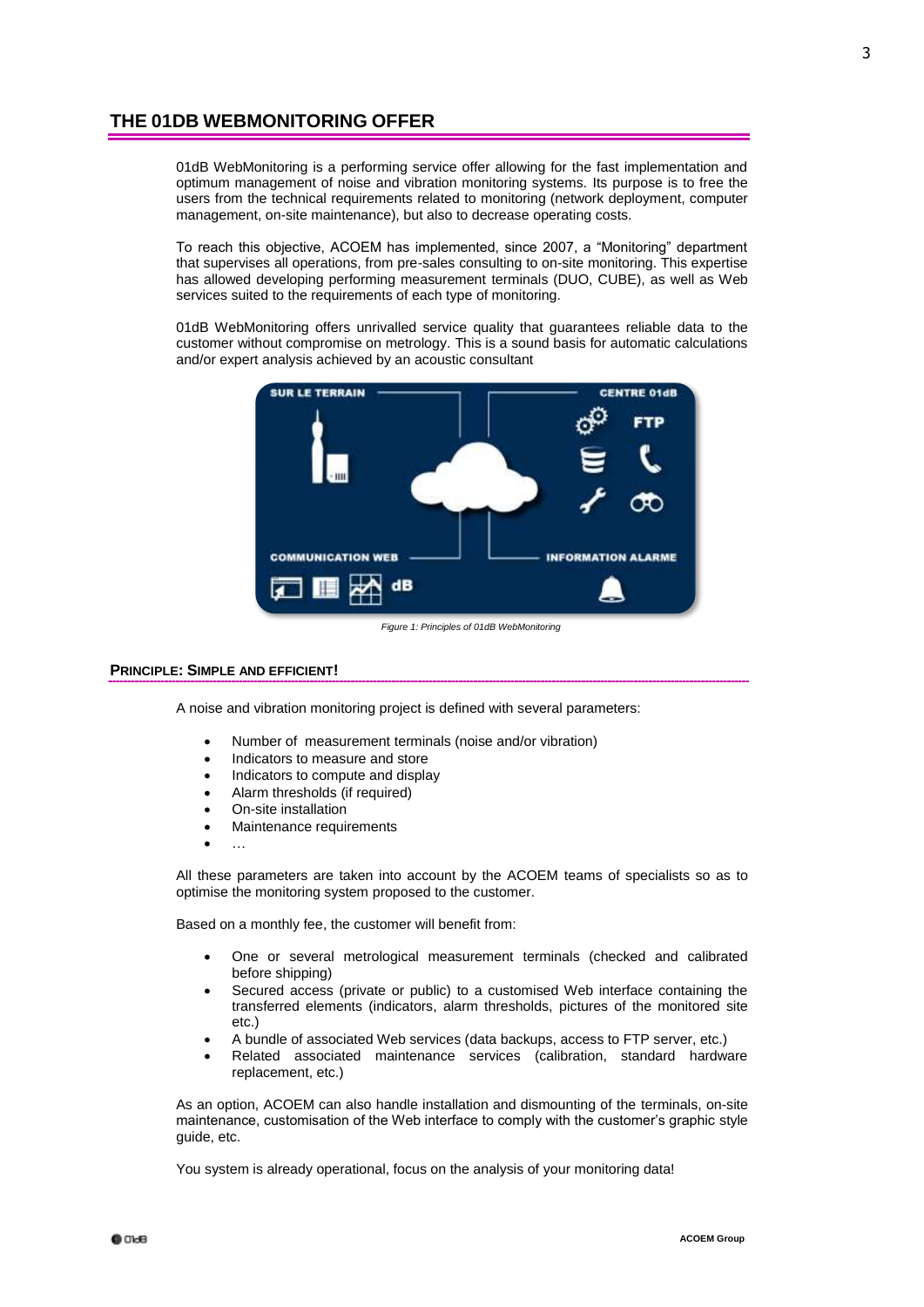# THE 01DB WEBMONITORING OFFER

01dB WebMonitoring is a performing service offer allowing for the fast implementation and optimum management of noise and vibration monitoring systems. Its purpose is to free the users from the technical requirements related to monitoring (network deployment, computer management, on-site maintenance), but also to decrease operating costs.

To reach this objective, ACOEM has implemented, since 2007, a "Monitoring" department that supervises all operations, from pre-sales consulting to on-site monitoring. This expertise has allowed developing performing measurement terminals (DUO, CUBE), as well as Web services suited to the requirements of each type of monitoring.

01dB WebMonitoring offers unrivalled service quality that guarantees reliable data to the customer without compromise on metrology. This is a sound basis for automatic calculations and/or expert analysis achieved by an acoustic consultant

*Figure 1: Principles of 01dB WebMonitoring*

## PRINCIPLE: SIMPLE AND EFFICIENT!

A noise and vibration monitoring project is defined with several parameters:

- Number of measurement terminals (noise and/or vibration)
- Indicators to measure and store
- Indicators to compute and display
- Alarm thresholds (if required)
- On-site installation
- Maintenance requirements
- …

All these parameters are taken into account by the ACOEM teams of specialists so as to optimise the monitoring system proposed to the customer.

Based on a monthly fee, the customer will benefit from:

- One or several metrological measurement terminals (checked and calibrated before shipping)
- Secured access (private or public) to a customised Web interface containing the transferred elements (indicators, alarm thresholds, pictures of the monitored site etc.)
- A bundle of associated Web services (data backups, access to FTP server, etc.)
- Related associated maintenance services (calibration, standard hardware replacement, etc.)

As an option, ACOEM can also handle installation and dismounting of the terminals, on-site maintenance, customisation of the Web interface to comply with the customer's graphic style guide, etc.

You system is already operational, focus on the analysis of your monitoring data!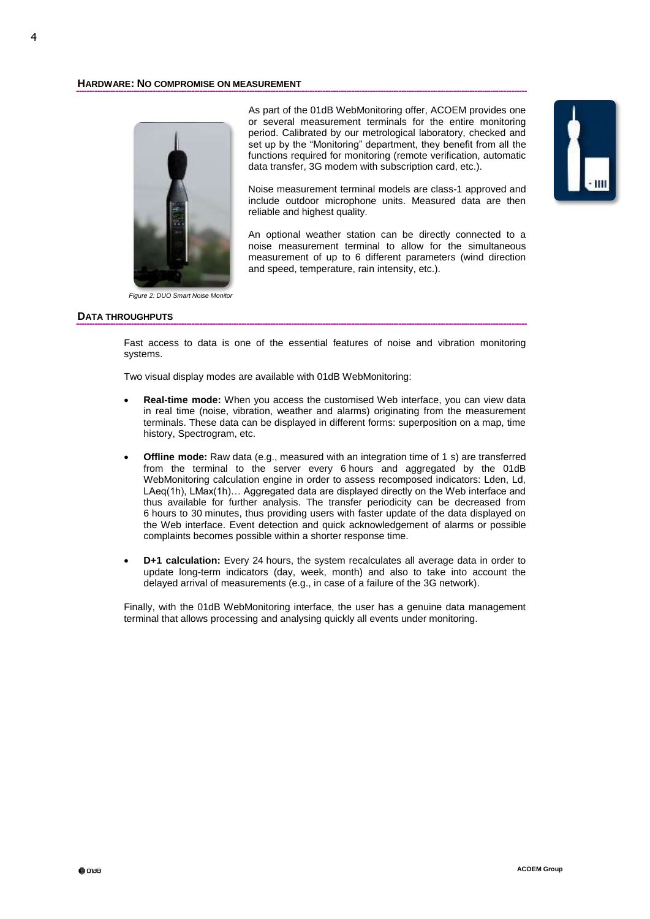## HARDWARE: NO COMPROMISE ON MEASUREMENT

As part of the 01dB WebMonitoring offer, ACOEM provides one or several measurement terminals for the entire monitoring period. Calibrated by our metrological laboratory, checked and set up by the "Monitoring" department, they benefit from all the functions required for monitoring (remote verification, automatic data transfer, 3G modem with subscription card, etc.).

Noise measurement terminal models are class-1 approved and include outdoor microphone units. Measured data are then reliable and highest quality.

An optional weather station can be directly connected to a noise measurement terminal to allow for the simultaneous measurement of up to 6 different parameters (wind direction and speed, temperature, rain intensity, etc.).

*Figure 2: DUO Smart Noise Monitor*

## DATA THROUGHPUTS

Fast access to data is one of the essential features of noise and vibration monitoring systems.

Two visual display modes are available with 01dB WebMonitoring:

- **Real-time mode:** When you access the customised Web interface, you can view data in real time (noise, vibration, weather and alarms) originating from the measurement terminals. These data can be displayed in different forms: superposition on a map, time history, Spectrogram, etc.
- **Offline mode:** Raw data (e.g., measured with an integration time of 1 s) are transferred from the terminal to the server every 6 hours and aggregated by the 01dB WebMonitoring calculation engine in order to assess recomposed indicators: Lden, Ld, LAeq(1h), LMax(1h)… Aggregated data are displayed directly on the Web interface and thus available for further analysis. The transfer periodicity can be decreased from 6 hours to 30 minutes, thus providing users with faster update of the data displayed on the Web interface. Event detection and quick acknowledgement of alarms or possible complaints becomes possible within a shorter response time.
- **D+1 calculation:** Every 24 hours, the system recalculates all average data in order to update long-term indicators (day, week, month) and also to take into account the delayed arrival of measurements (e.g., in case of a failure of the 3G network).

Finally, with the 01dB WebMonitoring interface, the user has a genuine data management terminal that allows processing and analysing quickly all events under monitoring.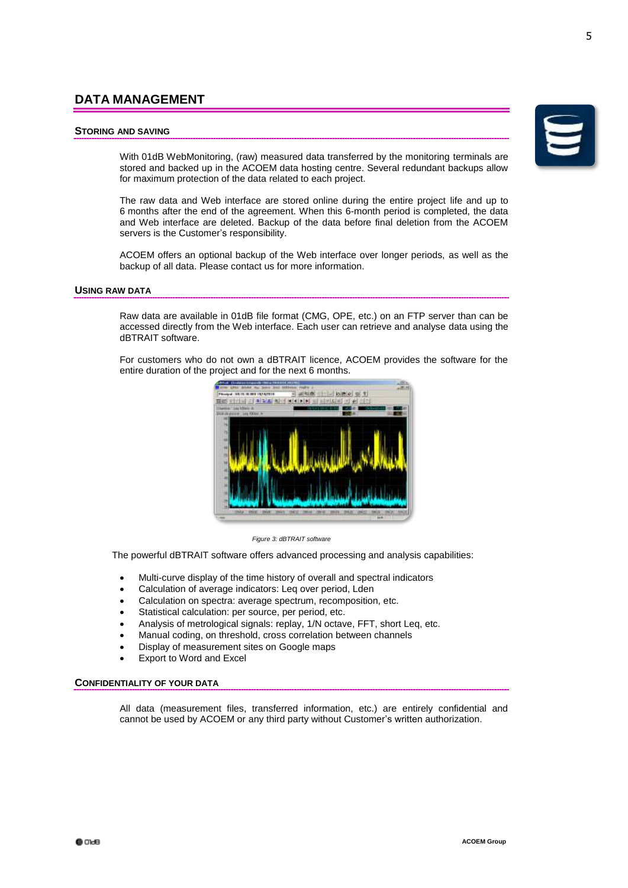# DATA MANAGEMENT

## Storing and Saving

With 01dB WebMonitoring, (raw) measured data transferred by the monitoring terminals are stored and backed up in the ACOEM data hosting centre. Several redundant backups allow for maximum protection of the data related to each project.

The raw data and Web interface are stored online during the entire project life and up to 6 months after the end of the agreement. When this 6-month period is completed, the data and Web interface are deleted. Backup of the data before final deletion from the ACOEM servers is the Customer's responsibility.

ACOEM offers an optional backup of the Web interface over longer periods, as well as the backup of all data. Please contact us for more information.

## Using Raw Data

Raw data are available in 01dB file format (CMG, OPE, etc.) on an FTP server than can be accessed directly from the Web interface. Each user can retrieve and analyse data using the dBTRAIT software.

For customers who do not own a dBTRAIT licence, ACOEM provides the software for the entire duration of the project and for the next 6 months.

*Figure 3: dBTRAIT software*

The powerful dBTRAIT software offers advanced processing and analysis capabilities:

- Multi-curve display of the time history of overall and spectral indicators
- Calculation of average indicators: Leq over period, Lden
- Calculation on spectra: average spectrum, recomposition, etc.
- Statistical calculation: per source, per period, etc.
- Analysis of metrological signals: replay, 1/N octave, FFT, short Leq, etc.
- Manual coding, on threshold, cross correlation between channels
- Display of measurement sites on Google maps
- Export to Word and Excel

## Confidentiality of Your Data

All data (measurement files, transferred information, etc.) are entirely confidential and cannot be used by ACOEM or any third party without Customer's written authorization.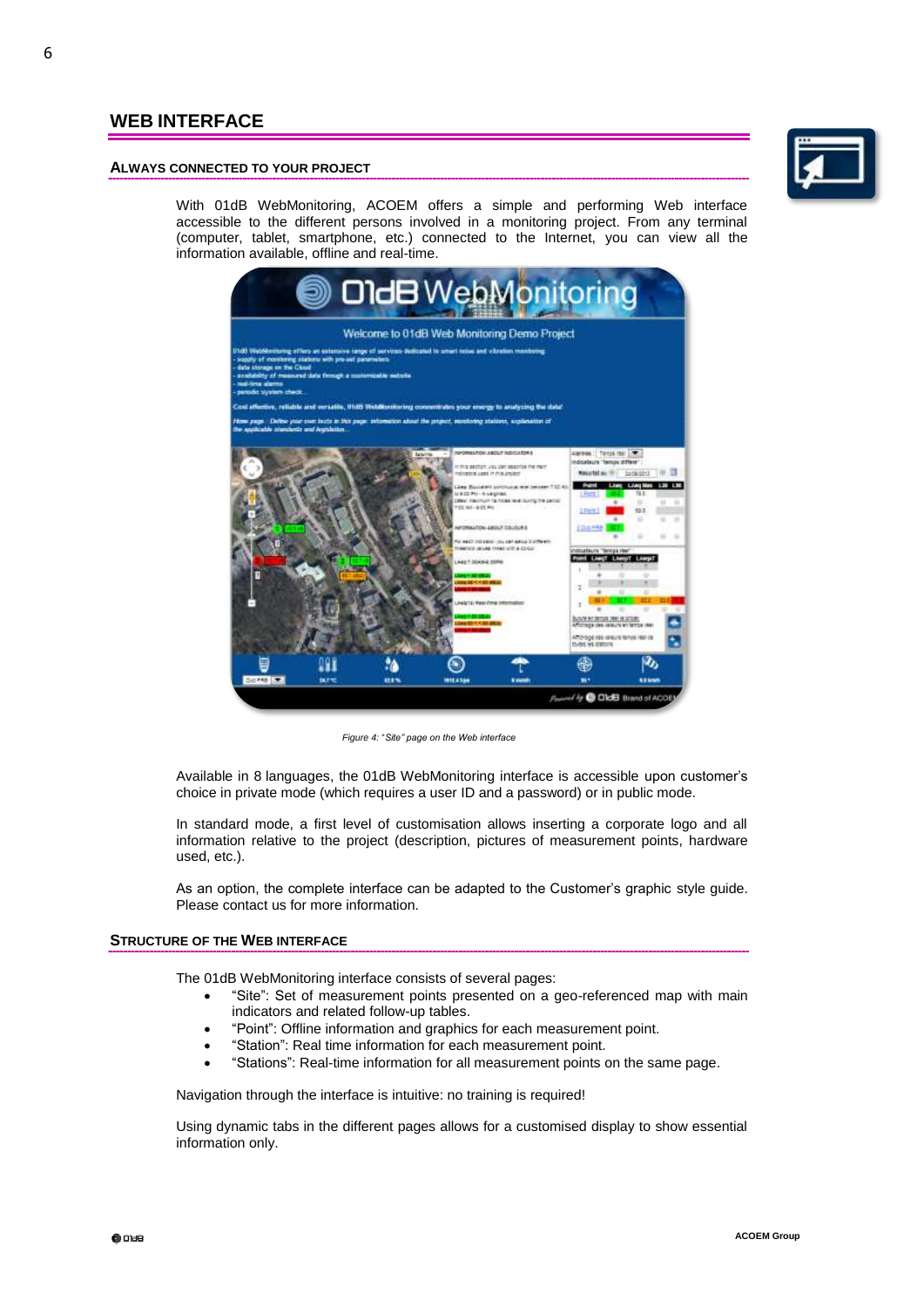# WEB INTERFACE

## Always connected to your project

With 01dB WebMonitoring, ACOEM offers a simple and performing Web interface accessible to the different persons involved in a monitoring project. From any terminal (computer, tablet, smartphone, etc.) connected to the Internet, you can view all the information available, offline and real-time.

*Figure 4: "Site" page on the Web interface*

Available in 8 languages, the 01dB WebMonitoring interface is accessible upon customer's choice in private mode (which requires a user ID and a password) or in public mode.

In standard mode, a first level of customisation allows inserting a corporate logo and all information relative to the project (description, pictures of measurement points, hardware used, etc.).

As an option, the complete interface can be adapted to the Customer's graphic style guide. Please contact us for more information.

## Structure of the Web interface

The 01dB WebMonitoring interface consists of several pages:

- "Site": Set of measurement points presented on a geo-referenced map with main indicators and related follow-up tables.
- "Point": Offline information and graphics for each measurement point.
- "Station": Real time information for each measurement point.
- "Stations": Real-time information for all measurement points on the same page.

Navigation through the interface is intuitive: no training is required!

Using dynamic tabs in the different pages allows for a customised display to show essential information only.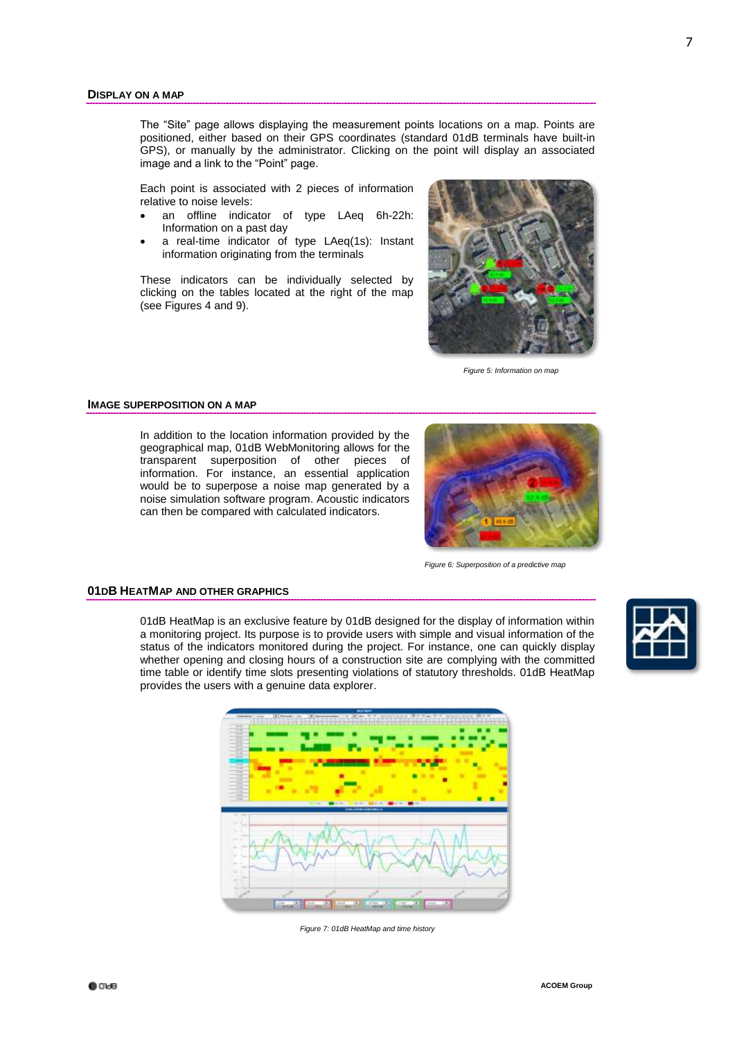## Display on a map

The “Site” page allows displaying the measurement points locations on a map. Points are positioned, either based on their GPS coordinates (standard 01dB terminals have built-in GPS), or manually by the administrator. Clicking on the point will display an associated image and a link to the “Point” page.

Each point is associated with 2 pieces of information relative to noise levels:

- an offline indicator of type LAeq 6h-22h: Information on a past day
- a real-time indicator of type LAeq(1s): Instant information originating from the terminals

These indicators can be individually selected by clicking on the tables located at the right of the map (see Figures 4 and 9).

*Figure 5: Information on map*

## Image superposition on a map

In addition to the location information provided by the geographical map, 01dB WebMonitoring allows for the transparent superposition of other pieces of information. For instance, an essential application would be to superpose a noise map generated by a noise simulation software program. Acoustic indicators can then be compared with calculated indicators.

*Figure 6: Superposition of a predictive map*

## 01dB HeatMap and other graphics

01dB HeatMap is an exclusive feature by 01dB designed for the display of information within a monitoring project. Its purpose is to provide users with simple and visual information of the status of the indicators monitored during the project. For instance, one can quickly display whether opening and closing hours of a construction site are complying with the committed time table or identify time slots presenting violations of statutory thresholds. 01dB HeatMap provides the users with a genuine data explorer.

*Figure 7: 01dB HeatMap and time history*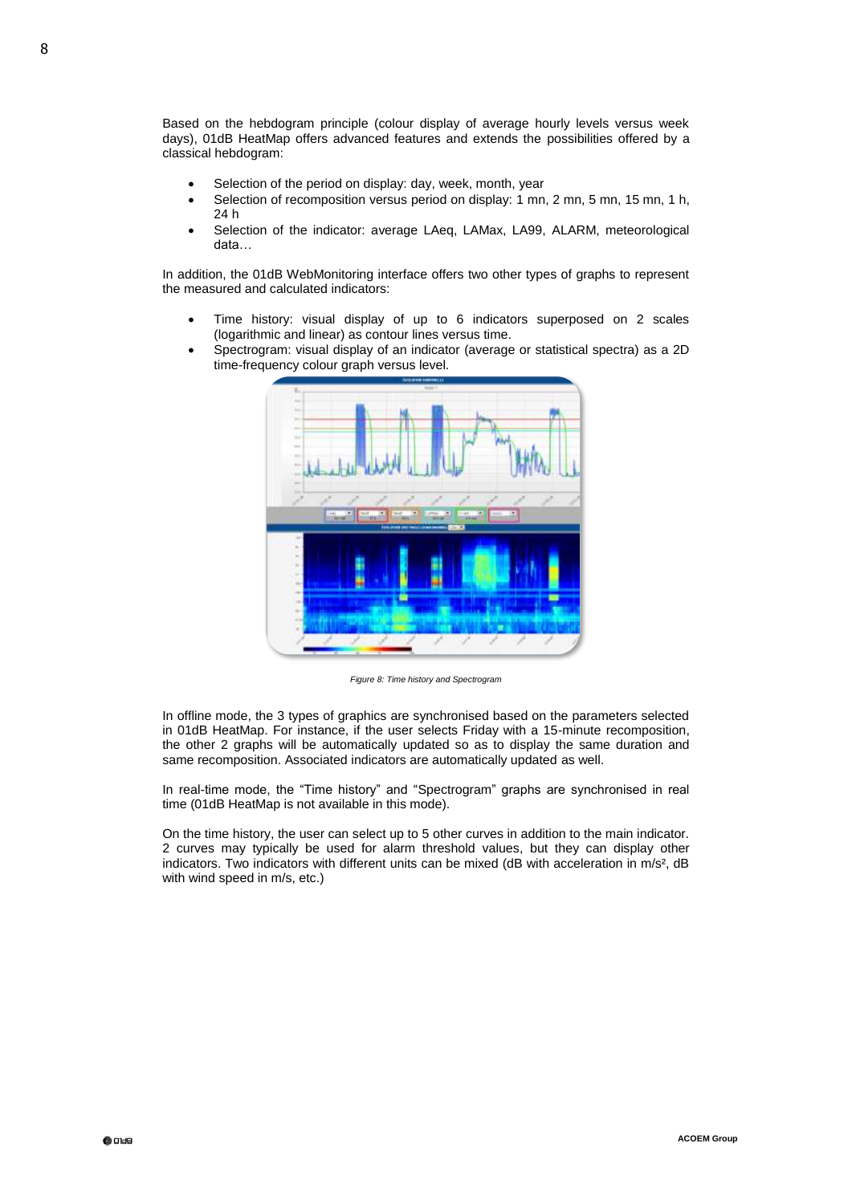Based on the hebdogram principle (colour display of average hourly levels versus week days), 01dB HeatMap offers advanced features and extends the possibilities offered by a classical hebdogram:

- Selection of the period on display: day, week, month, year
- Selection of recomposition versus period on display: 1 mn, 2 mn, 5 mn, 15 mn, 1 h, 24 h
- Selection of the indicator: average LAeq, LAMax, LA99, ALARM, meteorological data…

In addition, the 01dB WebMonitoring interface offers two other types of graphs to represent the measured and calculated indicators:

- Time history: visual display of up to 6 indicators superposed on 2 scales (logarithmic and linear) as contour lines versus time.
- Spectrogram: visual display of an indicator (average or statistical spectra) as a 2D time-frequency colour graph versus level.

*Figure 8: Time history and Spectrogram*

In offline mode, the 3 types of graphics are synchronised based on the parameters selected in 01dB HeatMap. For instance, if the user selects Friday with a 15-minute recomposition, the other 2 graphs will be automatically updated so as to display the same duration and same recomposition. Associated indicators are automatically updated as well.

In real-time mode, the "Time history" and "Spectrogram" graphs are synchronised in real time (01dB HeatMap is not available in this mode).

On the time history, the user can select up to 5 other curves in addition to the main indicator. 2 curves may typically be used for alarm threshold values, but they can display other indicators. Two indicators with different units can be mixed (dB with acceleration in m/s², dB with wind speed in m/s, etc.)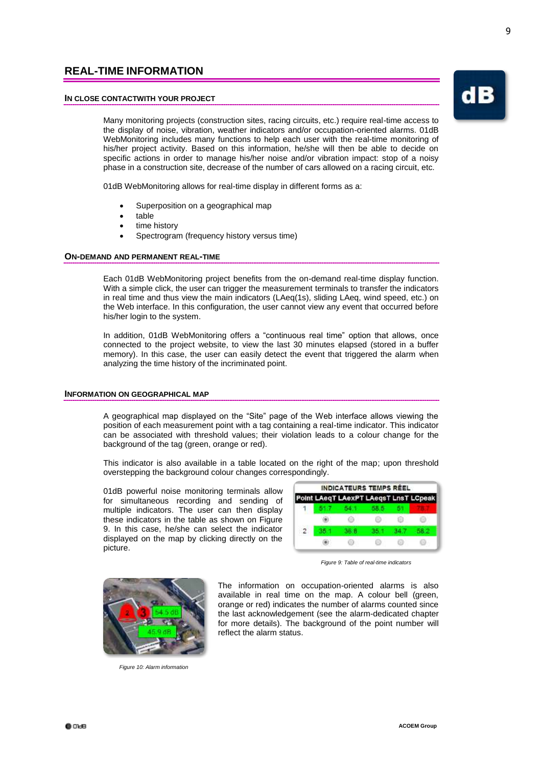## REAL-TIME INFORMATION

### In close contactwith your project

Many monitoring projects (construction sites, racing circuits, etc.) require real-time access to the display of noise, vibration, weather indicators and/or occupation-oriented alarms. 01dB WebMonitoring includes many functions to help each user with the real-time monitoring of his/her project activity. Based on this information, he/she will then be able to decide on specific actions in order to manage his/her noise and/or vibration impact: stop of a noisy phase in a construction site, decrease of the number of cars allowed on a racing circuit, etc.

01dB WebMonitoring allows for real-time display in different forms as a:

- Superposition on a geographical map
- table
- time history
- Spectrogram (frequency history versus time)

### On-demand and permanent real-time

Each 01dB WebMonitoring project benefits from the on-demand real-time display function. With a simple click, the user can trigger the measurement terminals to transfer the indicators in real time and thus view the main indicators (LAeq(1s), sliding LAeq, wind speed, etc.) on the Web interface. In this configuration, the user cannot view any event that occurred before his/her login to the system.

In addition, 01dB WebMonitoring offers a "continuous real time" option that allows, once connected to the project website, to view the last 30 minutes elapsed (stored in a buffer memory). In this case, the user can easily detect the event that triggered the alarm when analyzing the time history of the incriminated point.

### Information on geographical map

A geographical map displayed on the "Site" page of the Web interface allows viewing the position of each measurement point with a tag containing a real-time indicator. This indicator can be associated with threshold values; their violation leads to a colour change for the background of the tag (green, orange or red).

This indicator is also available in a table located on the right of the map; upon threshold overstepping the background colour changes correspondingly.

01dB powerful noise monitoring terminals allow for simultaneous recording and sending of multiple indicators. The user can then display these indicators in the table as shown on Figure 9. In this case, he/she can select the indicator displayed on the map by clicking directly on the picture.

| INDICATEURS TEMPS RÉEL | | | | | |
|---|---|---|---|---|---|
| Point | LAeqT | LAexPT | LAeqsT | LnsT | LCpeak |
| 1 | 51.7 | 54.1 | 58.5 | 51 | 78.7 |
| 2 | 35.1 | 36.8 | 35.1 | 34.7 | 58.2 |

*Figure 9: Table of real-time indicators*

The information on occupation-oriented alarms is also available in real time on the map. A colour bell (green, orange or red) indicates the number of alarms counted since the last acknowledgement (see the alarm-dedicated chapter for more details). The background of the point number will reflect the alarm status.

*Figure 10: Alarm information*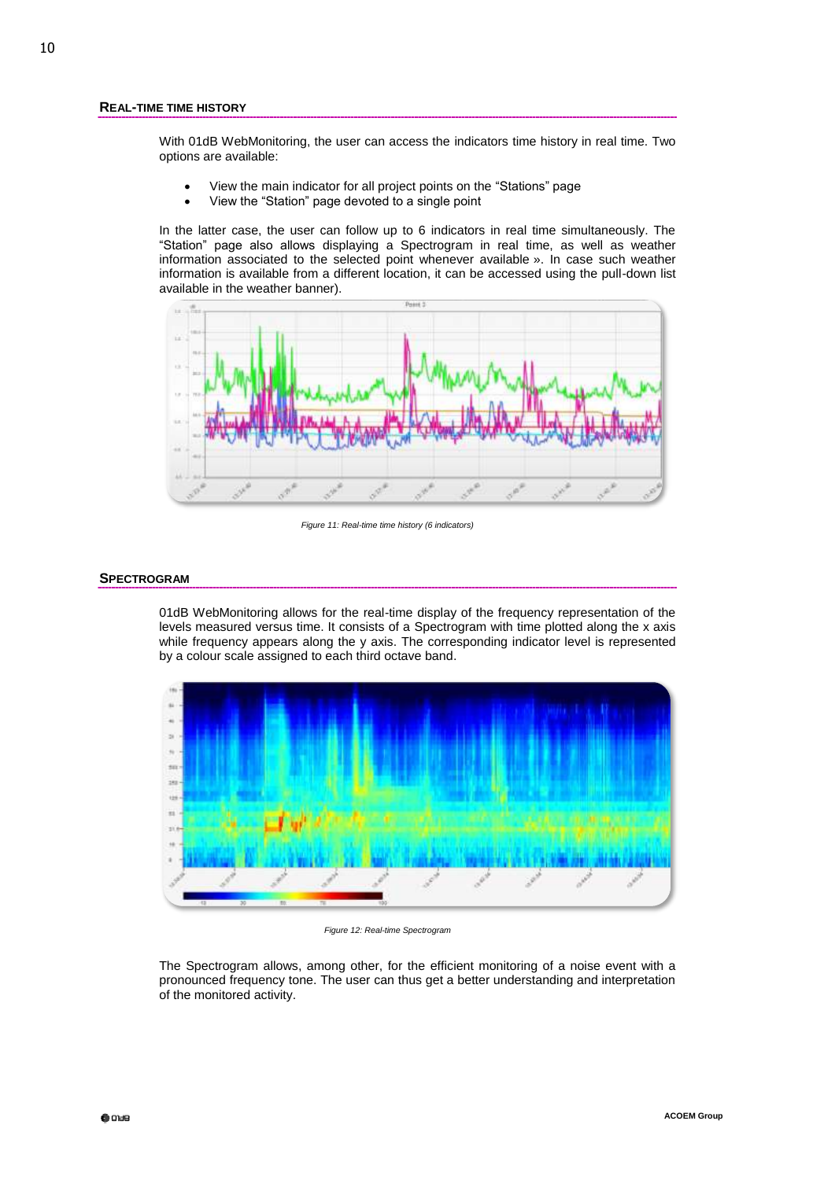## REAL-TIME TIME HISTORY

With 01dB WebMonitoring, the user can access the indicators time history in real time. Two options are available:

- View the main indicator for all project points on the "Stations" page
- View the "Station" page devoted to a single point

In the latter case, the user can follow up to 6 indicators in real time simultaneously. The "Station" page also allows displaying a Spectrogram in real time, as well as weather information associated to the selected point whenever available ». In case such weather information is available from a different location, it can be accessed using the pull-down list available in the weather banner).

*Figure 11: Real-time time history (6 indicators)*

## SPECTROGRAM

01dB WebMonitoring allows for the real-time display of the frequency representation of the levels measured versus time. It consists of a Spectrogram with time plotted along the x axis while frequency appears along the y axis. The corresponding indicator level is represented by a colour scale assigned to each third octave band.

*Figure 12: Real-time Spectrogram*

The Spectrogram allows, among other, for the efficient monitoring of a noise event with a pronounced frequency tone. The user can thus get a better understanding and interpretation of the monitored activity.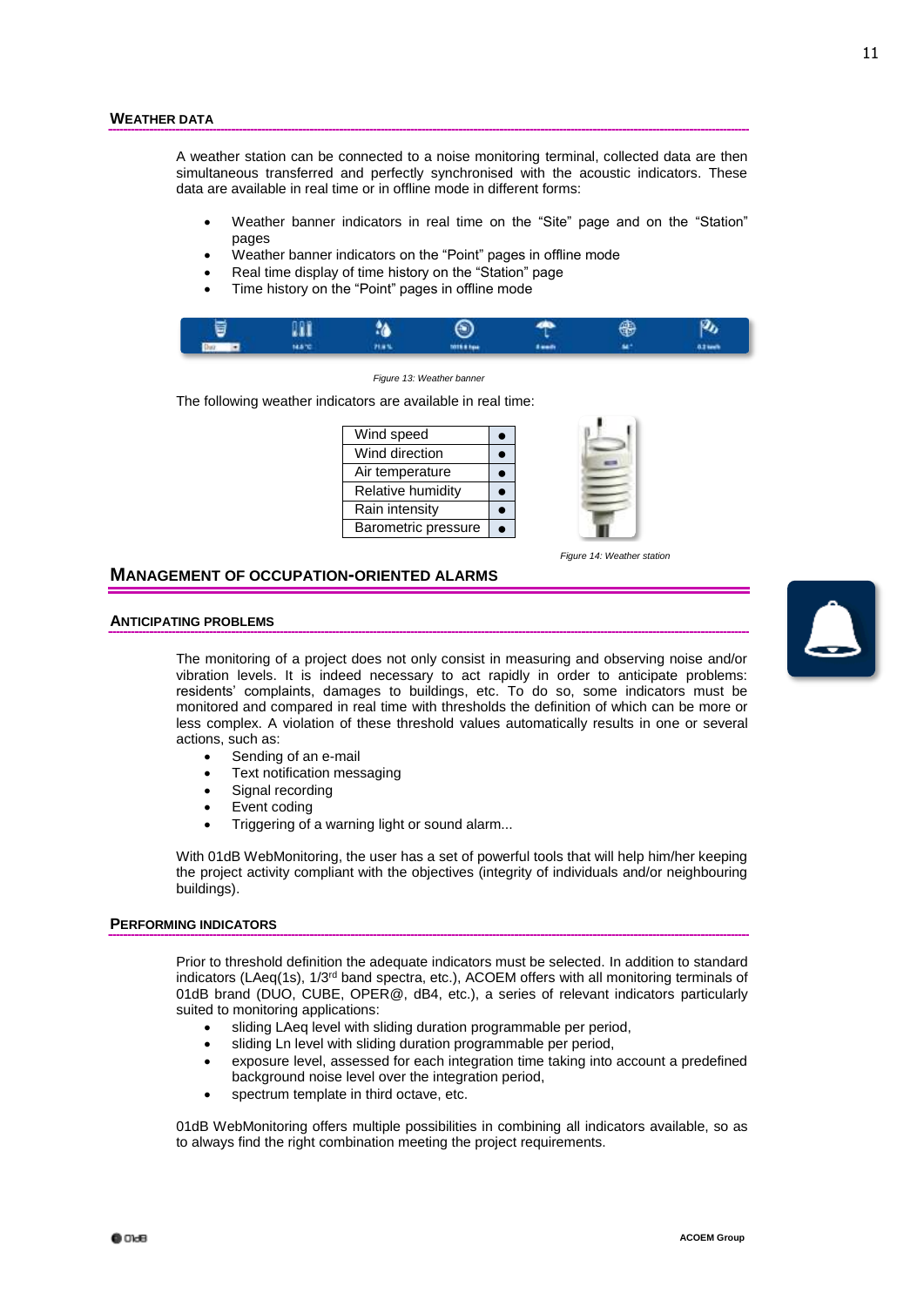## WEATHER DATA

A weather station can be connected to a noise monitoring terminal, collected data are then simultaneous transferred and perfectly synchronised with the acoustic indicators. These data are available in real time or in offline mode in different forms:

- Weather banner indicators in real time on the “Site” page and on the “Station” pages
- Weather banner indicators on the “Point” pages in offline mode
- Real time display of time history on the “Station” page
- Time history on the “Point” pages in offline mode

*Figure 13: Weather banner*

The following weather indicators are available in real time:

| | |
|---|---|
| Wind speed | ● |
| Wind direction | ● |
| Air temperature | ● |
| Relative humidity | ● |
| Rain intensity | ● |
| Barometric pressure | ● |

*Figure 14: Weather station*

# MANAGEMENT OF OCCUPATION-ORIENTED ALARMS

## ANTICIPATING PROBLEMS

The monitoring of a project does not only consist in measuring and observing noise and/or vibration levels. It is indeed necessary to act rapidly in order to anticipate problems: residents’ complaints, damages to buildings, etc. To do so, some indicators must be monitored and compared in real time with thresholds the definition of which can be more or less complex. A violation of these threshold values automatically results in one or several actions, such as:

- Sending of an e-mail
- Text notification messaging
- Signal recording
- Event coding
- Triggering of a warning light or sound alarm...

With 01dB WebMonitoring, the user has a set of powerful tools that will help him/her keeping the project activity compliant with the objectives (integrity of individuals and/or neighbouring buildings).

## PERFORMING INDICATORS

Prior to threshold definition the adequate indicators must be selected. In addition to standard indicators (LAeq(1s), 1/3rd band spectra, etc.), ACOEM offers with all monitoring terminals of 01dB brand (DUO, CUBE, OPER@, dB4, etc.), a series of relevant indicators particularly suited to monitoring applications:

- sliding LAeq level with sliding duration programmable per period,
- sliding Ln level with sliding duration programmable per period,
- exposure level, assessed for each integration time taking into account a predefined background noise level over the integration period,
- spectrum template in third octave, etc.

01dB WebMonitoring offers multiple possibilities in combining all indicators available, so as to always find the right combination meeting the project requirements.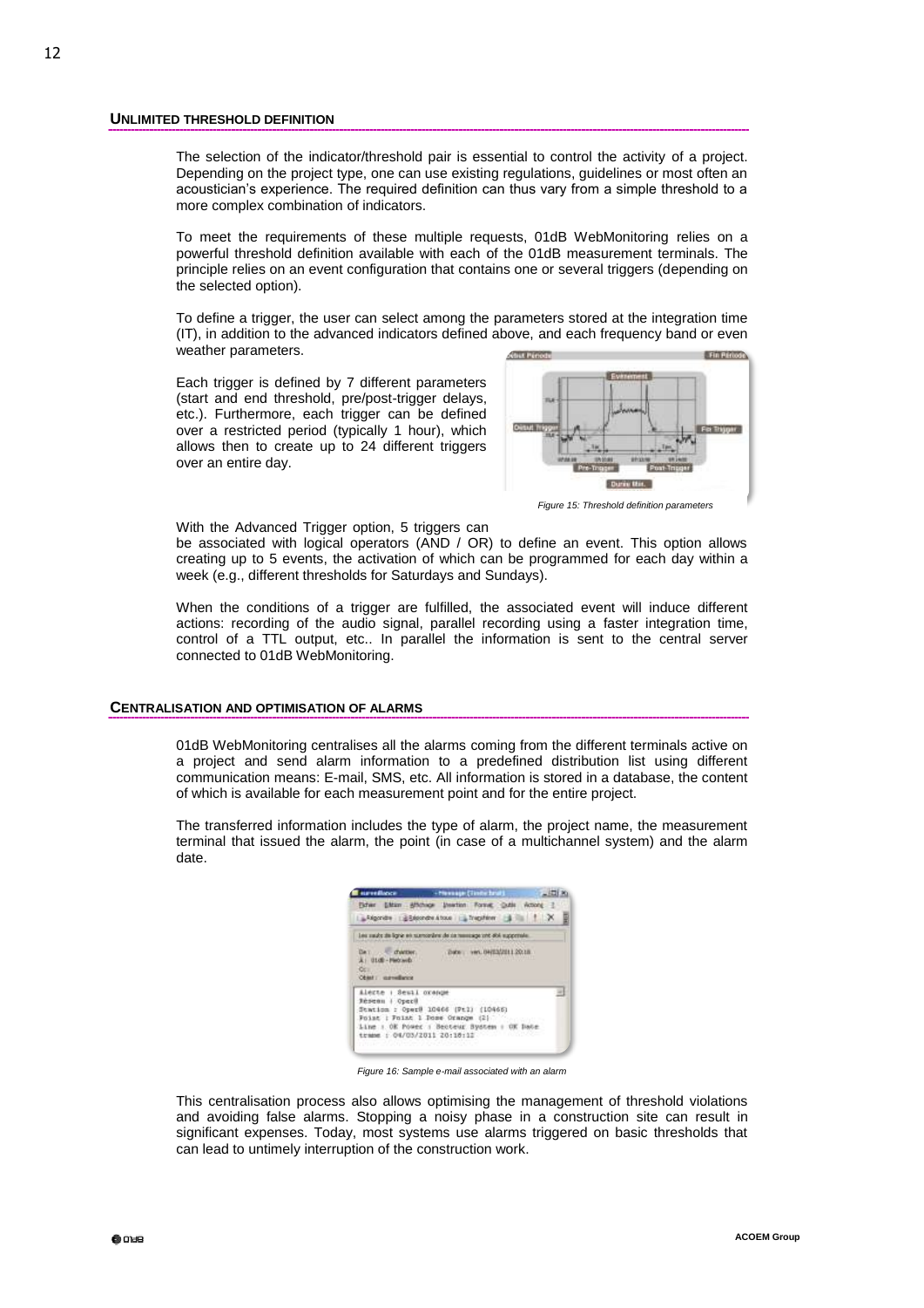## UNLIMITED THRESHOLD DEFINITION

The selection of the indicator/threshold pair is essential to control the activity of a project. Depending on the project type, one can use existing regulations, guidelines or most often an acoustician's experience. The required definition can thus vary from a simple threshold to a more complex combination of indicators.

To meet the requirements of these multiple requests, 01dB WebMonitoring relies on a powerful threshold definition available with each of the 01dB measurement terminals. The principle relies on an event configuration that contains one or several triggers (depending on the selected option).

To define a trigger, the user can select among the parameters stored at the integration time (IT), in addition to the advanced indicators defined above, and each frequency band or even weather parameters.

Each trigger is defined by 7 different parameters (start and end threshold, pre/post-trigger delays, etc.). Furthermore, each trigger can be defined over a restricted period (typically 1 hour), which allows then to create up to 24 different triggers over an entire day.

*Figure 15: Threshold definition parameters*

With the Advanced Trigger option, 5 triggers can be associated with logical operators (AND / OR) to define an event. This option allows creating up to 5 events, the activation of which can be programmed for each day within a week (e.g., different thresholds for Saturdays and Sundays).

When the conditions of a trigger are fulfilled, the associated event will induce different actions: recording of the audio signal, parallel recording using a faster integration time, control of a TTL output, etc.. In parallel the information is sent to the central server connected to 01dB WebMonitoring.

## CENTRALISATION AND OPTIMISATION OF ALARMS

01dB WebMonitoring centralises all the alarms coming from the different terminals active on a project and send alarm information to a predefined distribution list using different communication means: E-mail, SMS, etc. All information is stored in a database, the content of which is available for each measurement point and for the entire project.

The transferred information includes the type of alarm, the project name, the measurement terminal that issued the alarm, the point (in case of a multichannel system) and the alarm date.

*Figure 16: Sample e-mail associated with an alarm*

This centralisation process also allows optimising the management of threshold violations and avoiding false alarms. Stopping a noisy phase in a construction site can result in significant expenses. Today, most systems use alarms triggered on basic thresholds that can lead to untimely interruption of the construction work.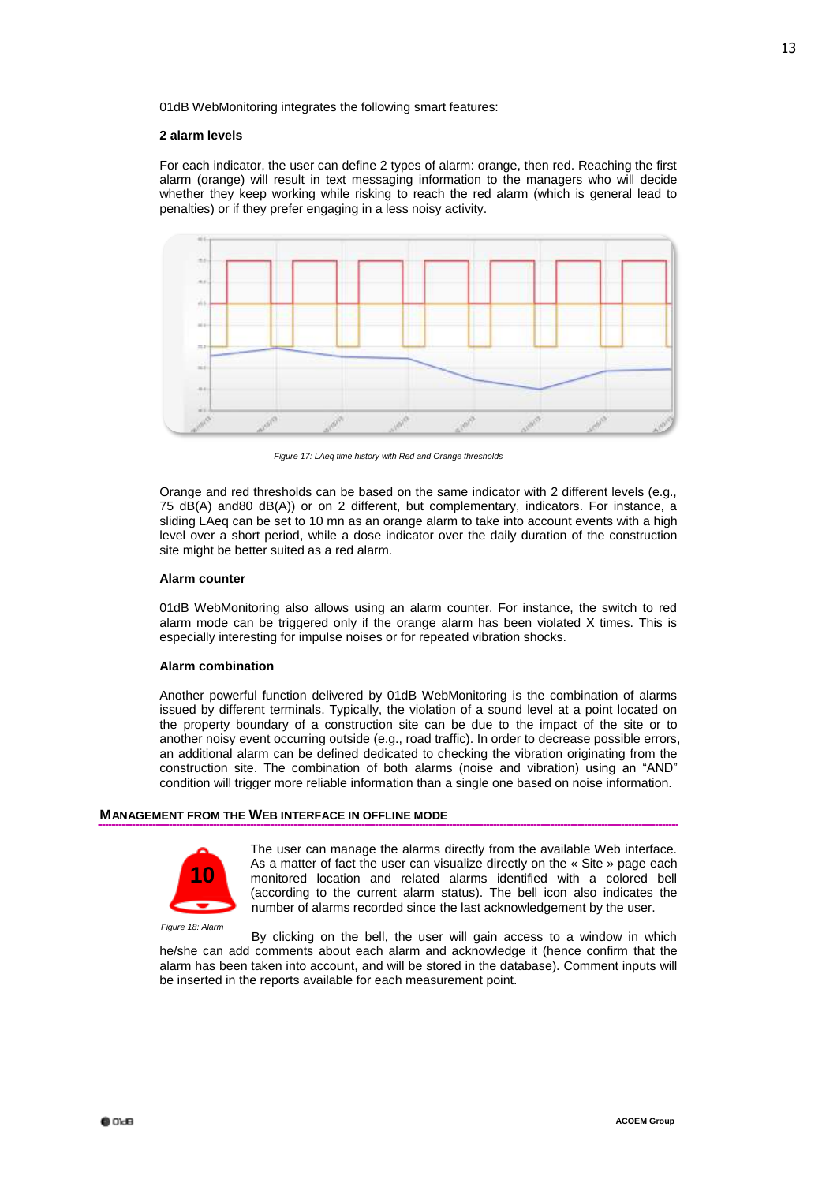01dB WebMonitoring integrates the following smart features:

**2 alarm levels**

For each indicator, the user can define 2 types of alarm: orange, then red. Reaching the first alarm (orange) will result in text messaging information to the managers who will decide whether they keep working while risking to reach the red alarm (which is general lead to penalties) or if they prefer engaging in a less noisy activity.

*Figure 17: LAeq time history with Red and Orange thresholds*

Orange and red thresholds can be based on the same indicator with 2 different levels (e.g., 75 dB(A) and80 dB(A)) or on 2 different, but complementary, indicators. For instance, a sliding LAeq can be set to 10 mn as an orange alarm to take into account events with a high level over a short period, while a dose indicator over the daily duration of the construction site might be better suited as a red alarm.

**Alarm counter**

01dB WebMonitoring also allows using an alarm counter. For instance, the switch to red alarm mode can be triggered only if the orange alarm has been violated X times. This is especially interesting for impulse noises or for repeated vibration shocks.

**Alarm combination**

Another powerful function delivered by 01dB WebMonitoring is the combination of alarms issued by different terminals. Typically, the violation of a sound level at a point located on the property boundary of a construction site can be due to the impact of the site or to another noisy event occurring outside (e.g., road traffic). In order to decrease possible errors, an additional alarm can be defined dedicated to checking the vibration originating from the construction site. The combination of both alarms (noise and vibration) using an "AND" condition will trigger more reliable information than a single one based on noise information.

## MANAGEMENT FROM THE WEB INTERFACE IN OFFLINE MODE

*Figure 18: Alarm*

The user can manage the alarms directly from the available Web interface. As a matter of fact the user can visualize directly on the « Site » page each monitored location and related alarms identified with a colored bell (according to the current alarm status). The bell icon also indicates the number of alarms recorded since the last acknowledgement by the user.

By clicking on the bell, the user will gain access to a window in which he/she can add comments about each alarm and acknowledge it (hence confirm that the alarm has been taken into account, and will be stored in the database). Comment inputs will be inserted in the reports available for each measurement point.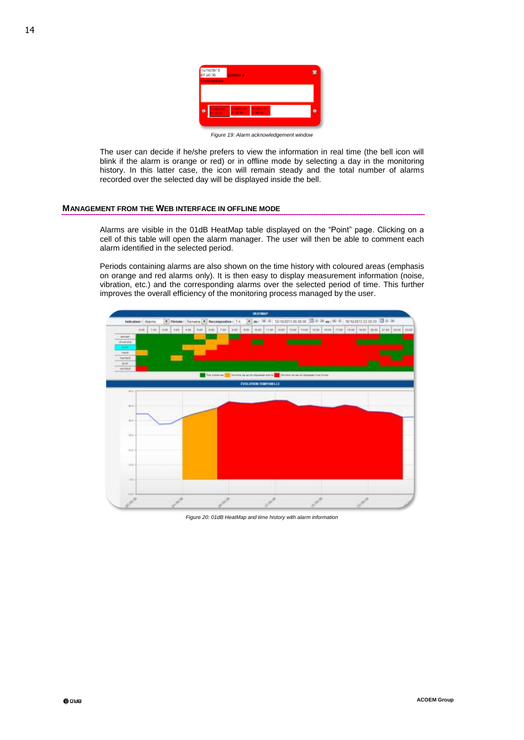Figure 19: Alarm acknowledgement window

The user can decide if he/she prefers to view the information in real time (the bell icon will blink if the alarm is orange or red) or in offline mode by selecting a day in the monitoring history. In this latter case, the icon will remain steady and the total number of alarms recorded over the selected day will be displayed inside the bell.

## Management from the Web Interface in Offline Mode

Alarms are visible in the 01dB HeatMap table displayed on the "Point" page. Clicking on a cell of this table will open the alarm manager. The user will then be able to comment each alarm identified in the selected period.

Periods containing alarms are also shown on the time history with coloured areas (emphasis on orange and red alarms only). It is then easy to display measurement information (noise, vibration, etc.) and the corresponding alarms over the selected period of time. This further improves the overall efficiency of the monitoring process managed by the user.

Figure 20: 01dB HeatMap and time history with alarm information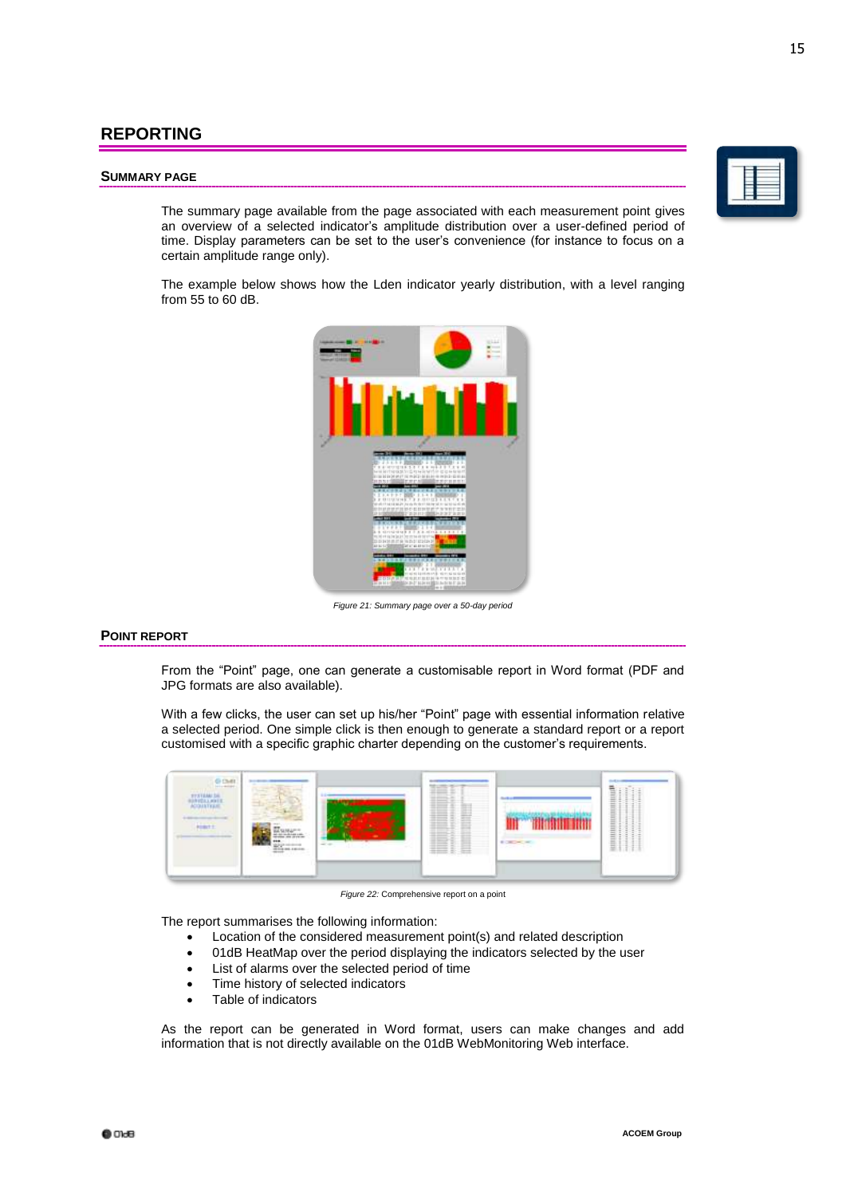## REPORTING

### SUMMARY PAGE

The summary page available from the page associated with each measurement point gives an overview of a selected indicator's amplitude distribution over a user-defined period of time. Display parameters can be set to the user's convenience (for instance to focus on a certain amplitude range only).

The example below shows how the Lden indicator yearly distribution, with a level ranging from 55 to 60 dB.

*Figure 21: Summary page over a 50-day period*

### POINT REPORT

From the "Point" page, one can generate a customisable report in Word format (PDF and JPG formats are also available).

With a few clicks, the user can set up his/her "Point" page with essential information relative a selected period. One simple click is then enough to generate a standard report or a report customised with a specific graphic charter depending on the customer's requirements.

*Figure 22:* Comprehensive report on a point

The report summarises the following information:

- Location of the considered measurement point(s) and related description
- 01dB HeatMap over the period displaying the indicators selected by the user
- List of alarms over the selected period of time
- Time history of selected indicators
- Table of indicators

As the report can be generated in Word format, users can make changes and add information that is not directly available on the 01dB WebMonitoring Web interface.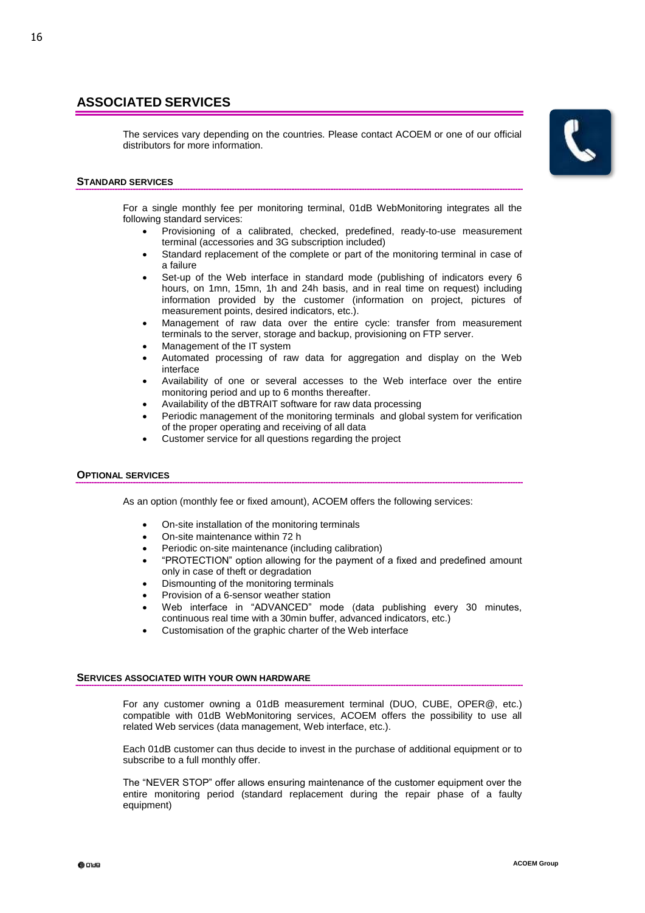## ASSOCIATED SERVICES

The services vary depending on the countries. Please contact ACOEM or one of our official distributors for more information.

### STANDARD SERVICES

For a single monthly fee per monitoring terminal, 01dB WebMonitoring integrates all the following standard services:

- Provisioning of a calibrated, checked, predefined, ready-to-use measurement terminal (accessories and 3G subscription included)
- Standard replacement of the complete or part of the monitoring terminal in case of a failure
- Set-up of the Web interface in standard mode (publishing of indicators every 6 hours, on 1mn, 15mn, 1h and 24h basis, and in real time on request) including information provided by the customer (information on project, pictures of measurement points, desired indicators, etc.).
- Management of raw data over the entire cycle: transfer from measurement terminals to the server, storage and backup, provisioning on FTP server.
- Management of the IT system
- Automated processing of raw data for aggregation and display on the Web interface
- Availability of one or several accesses to the Web interface over the entire monitoring period and up to 6 months thereafter.
- Availability of the dBTRAIT software for raw data processing
- Periodic management of the monitoring terminals and global system for verification of the proper operating and receiving of all data
- Customer service for all questions regarding the project

### OPTIONAL SERVICES

As an option (monthly fee or fixed amount), ACOEM offers the following services:

- On-site installation of the monitoring terminals
- On-site maintenance within 72 h
- Periodic on-site maintenance (including calibration)
- "PROTECTION" option allowing for the payment of a fixed and predefined amount only in case of theft or degradation
- Dismounting of the monitoring terminals
- Provision of a 6-sensor weather station
- Web interface in "ADVANCED" mode (data publishing every 30 minutes, continuous real time with a 30min buffer, advanced indicators, etc.)
- Customisation of the graphic charter of the Web interface

### SERVICES ASSOCIATED WITH YOUR OWN HARDWARE

For any customer owning a 01dB measurement terminal (DUO, CUBE, OPER@, etc.) compatible with 01dB WebMonitoring services, ACOEM offers the possibility to use all related Web services (data management, Web interface, etc.).

Each 01dB customer can thus decide to invest in the purchase of additional equipment or to subscribe to a full monthly offer.

The "NEVER STOP" offer allows ensuring maintenance of the customer equipment over the entire monitoring period (standard replacement during the repair phase of a faulty equipment)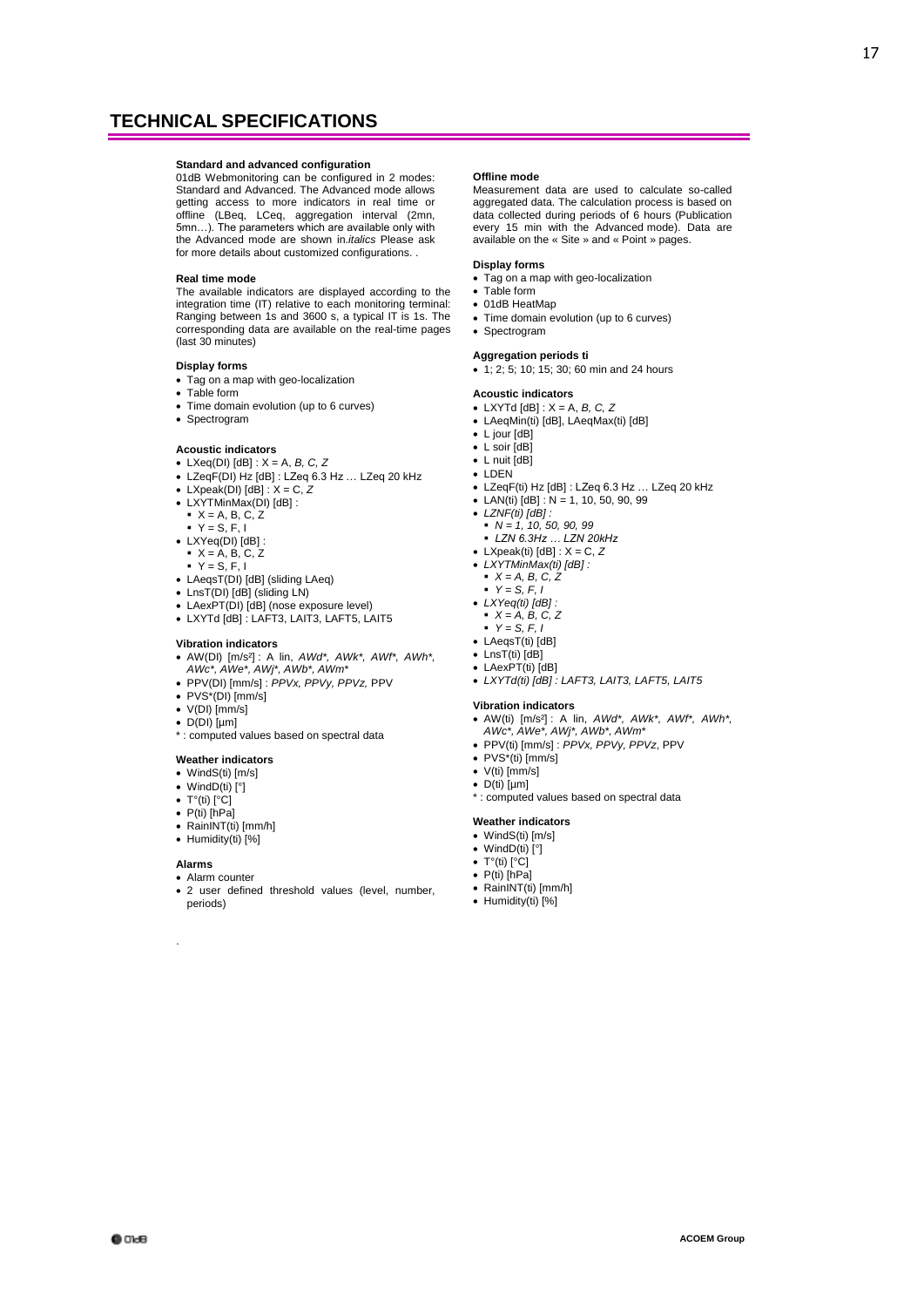# TECHNICAL SPECIFICATIONS

### Standard and advanced configuration

01dB Webmonitoring can be configured in 2 modes: Standard and Advanced. The Advanced mode allows getting access to more indicators in real time or offline (LBeq, LCeq, aggregation interval (2mn, 5mn…). The parameters which are available only with the Advanced mode are shown in.*italics* Please ask for more details about customized configurations. .

### Real time mode

The available indicators are displayed according to the integration time (IT) relative to each monitoring terminal: Ranging between 1s and 3600 s, a typical IT is 1s. The corresponding data are available on the real-time pages (last 30 minutes)

#### Display forms

- Tag on a map with geo-localization
- Table form
- Time domain evolution (up to 6 curves)
- Spectrogram

#### Acoustic indicators

- LXeq(DI) [dB] : X = A, *B, C, Z*
- LZeqF(DI) Hz [dB] : LZeq 6.3 Hz … LZeq 20 kHz
- LXpeak(DI) [dB] : X = C, *Z*
- LXYTMinMax(DI) [dB] :
  - X = A, B, C, Z
  - Y = S, F, I
- LXYeq(DI) [dB] :
  - X = A, B, C, Z
  - Y = S, F, I
- LAeqsT(DI) [dB] (sliding LAeq)
- LnsT(DI) [dB] (sliding LN)
- LAexPT(DI) [dB] (nose exposure level)
- LXYTd [dB] : LAFT3, LAIT3, LAFT5, LAIT5

#### Vibration indicators

- AW(DI) [m/s²] : A lin, *AWd*, AWk*, AWf*, AWh*, AWc*, AWe*, AWj*, AWb*, AWm**
- PPV(DI) [mm/s] : *PPVx, PPVy, PPVz,* PPV
- PVS*(DI) [mm/s]
- V(DI) [mm/s]
- D(DI) [µm]

* : computed values based on spectral data

#### Weather indicators

- WindS(ti) [m/s]
- WindD(ti) [°]
- T°(ti) [°C]
- P(ti) [hPa]
- RainINT(ti) [mm/h]
- Humidity(ti) [%]

#### Alarms

- Alarm counter
- 2 user defined threshold values (level, number, periods)

.

### Offline mode

Measurement data are used to calculate so-called aggregated data. The calculation process is based on data collected during periods of 6 hours (Publication every 15 min with the Advanced mode). Data are available on the « Site » and « Point » pages.

#### Display forms

- Tag on a map with geo-localization
- Table form
- 01dB HeatMap
- Time domain evolution (up to 6 curves)
- Spectrogram

#### Aggregation periods ti

- 1; 2; 5; 10; 15; 30; 60 min and 24 hours

#### Acoustic indicators

- LXYTd [dB] : X = A, *B, C, Z*
- LAeqMin(ti) [dB], LAeqMax(ti) [dB]
- L jour [dB]
- L soir [dB]
- L nuit [dB]
- LDEN
- LZeqF(ti) Hz [dB] : LZeq 6.3 Hz … LZeq 20 kHz
- LAN(ti) [dB] : N = 1, 10, 50, 90, 99
- *LZNF(ti) [dB] :*
  - *N = 1, 10, 50, 90, 99*
  - *LZN 6.3Hz … LZN 20kHz*
- LXpeak(ti) [dB] : X = C, *Z*
- *LXYTMinMax(ti) [dB] :*
  - *X = A, B, C, Z*
  - *Y = S, F, I*
- *LXYeq(ti) [dB] :*
  - *X = A, B, C, Z*
  - *Y = S, F, I*
- LAeqsT(ti) [dB]
- LnsT(ti) [dB]
- LAexPT(ti) [dB]
- *LXYTd(ti) [dB] : LAFT3, LAIT3, LAFT5, LAIT5*

#### Vibration indicators

- AW(ti) [m/s²] : A lin, *AWd*, AWk*, AWf*, AWh*, AWc*, AWe*, AWj*, AWb*, AWm**
- PPV(ti) [mm/s] : *PPVx, PPVy, PPVz*, PPV
- PVS*(ti) [mm/s]
- V(ti) [mm/s]
- D(ti) [µm]

* : computed values based on spectral data

#### Weather indicators

- WindS(ti) [m/s]
- WindD(ti) [°]
- T°(ti) [°C]
- P(ti) [hPa]
- RainINT(ti) [mm/h]
- Humidity(ti) [%]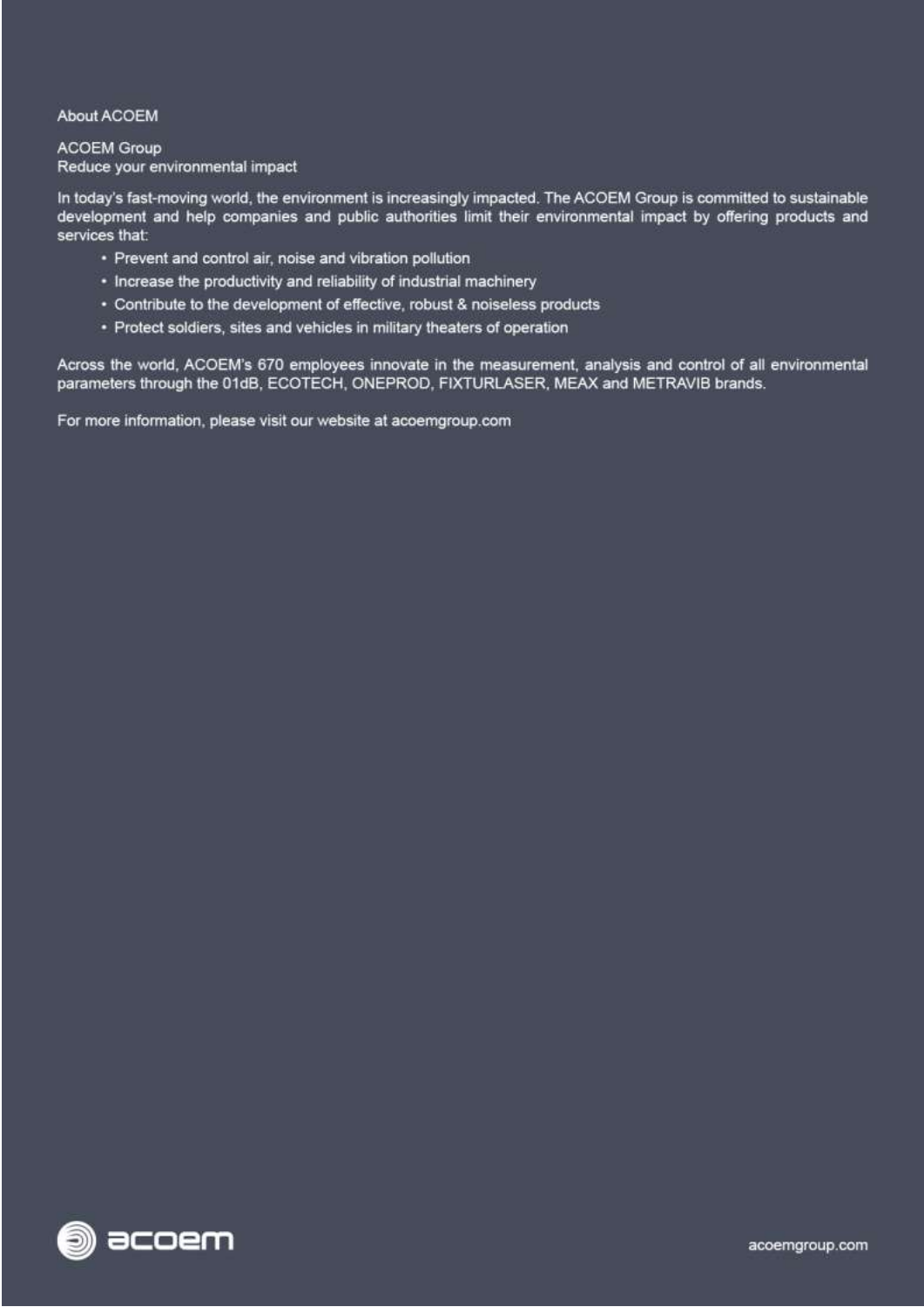## About ACOEM

### ACOEM Group
Reduce your environmental impact

In today's fast-moving world, the environment is increasingly impacted. The ACOEM Group is committed to sustainable development and help companies and public authorities limit their environmental impact by offering products and services that:

- Prevent and control air, noise and vibration pollution
- Increase the productivity and reliability of industrial machinery
- Contribute to the development of effective, robust & noiseless products
- Protect soldiers, sites and vehicles in military theaters of operation

Across the world, ACOEM's 670 employees innovate in the measurement, analysis and control of all environmental parameters through the 01dB, ECOTECH, ONEPROD, FIXTURLASER, MEAX and METRAVIB brands.

For more information, please visit our website at acoemgroup.com

acoem

acoemgroup.com